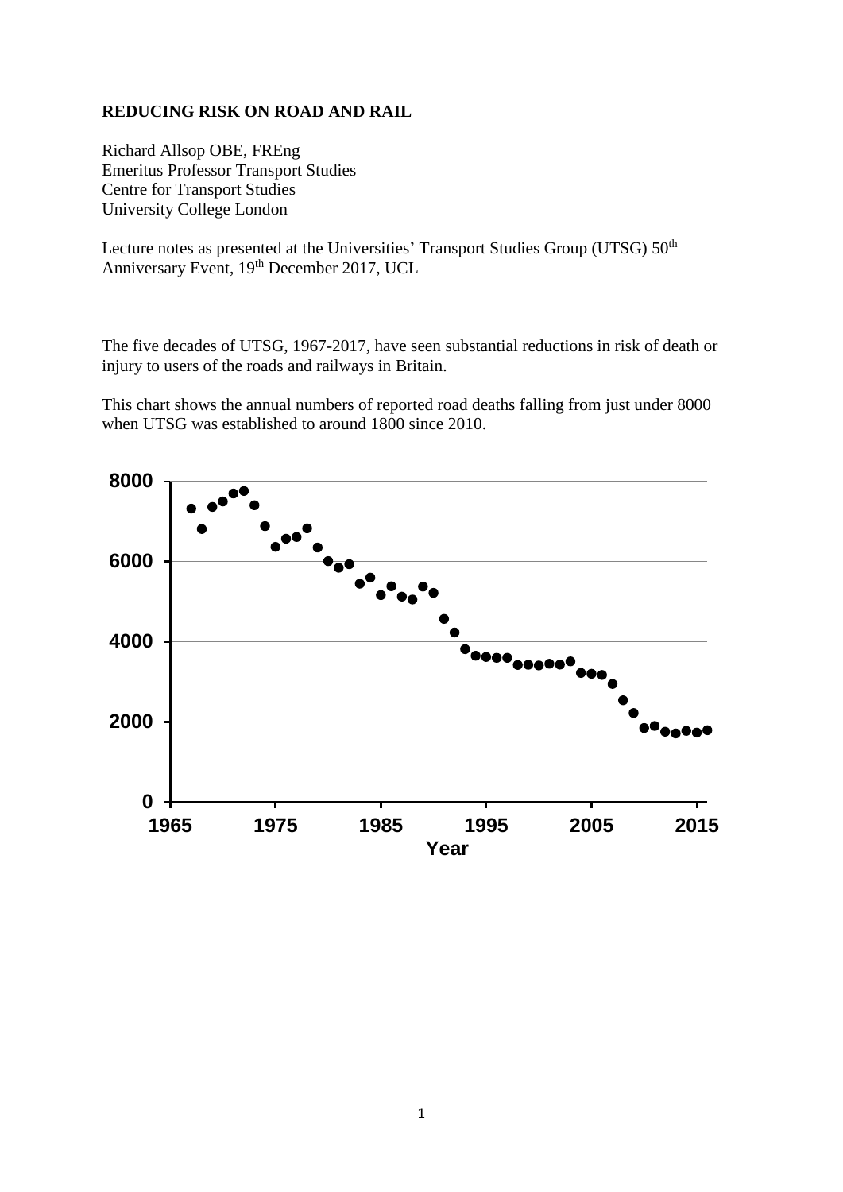**REDUCING RISK ON ROAD AND RAIL**

Richard Allsop OBE, FREng
Emeritus Professor Transport Studies
Centre for Transport Studies
University College London

Lecture notes as presented at the Universities' Transport Studies Group (UTSG) 50th Anniversary Event, 19th December 2017, UCL

The five decades of UTSG, 1967-2017, have seen substantial reductions in risk of death or injury to users of the roads and railways in Britain.

This chart shows the annual numbers of reported road deaths falling from just under 8000 when UTSG was established to around 1800 since 2010.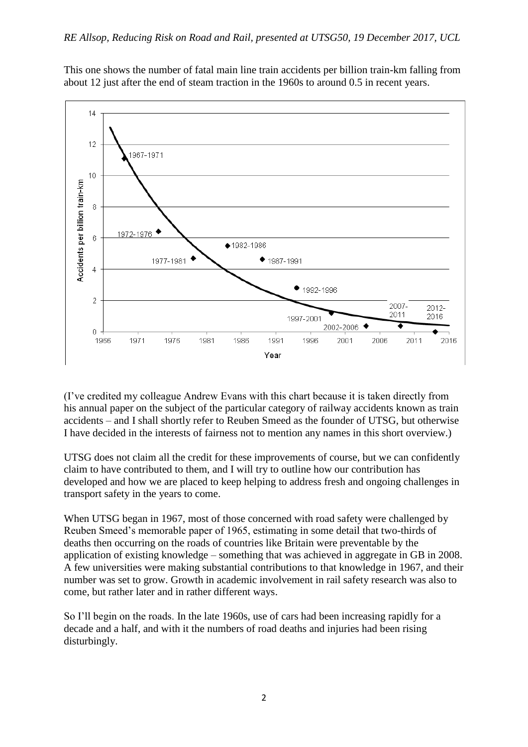This one shows the number of fatal main line train accidents per billion train-km falling from about 12 just after the end of steam traction in the 1960s to around 0.5 in recent years.

(I've credited my colleague Andrew Evans with this chart because it is taken directly from his annual paper on the subject of the particular category of railway accidents known as train accidents – and I shall shortly refer to Reuben Smeed as the founder of UTSG, but otherwise I have decided in the interests of fairness not to mention any names in this short overview.)

UTSG does not claim all the credit for these improvements of course, but we can confidently claim to have contributed to them, and I will try to outline how our contribution has developed and how we are placed to keep helping to address fresh and ongoing challenges in transport safety in the years to come.

When UTSG began in 1967, most of those concerned with road safety were challenged by Reuben Smeed's memorable paper of 1965, estimating in some detail that two-thirds of deaths then occurring on the roads of countries like Britain were preventable by the application of existing knowledge – something that was achieved in aggregate in GB in 2008. A few universities were making substantial contributions to that knowledge in 1967, and their number was set to grow. Growth in academic involvement in rail safety research was also to come, but rather later and in rather different ways.

So I'll begin on the roads. In the late 1960s, use of cars had been increasing rapidly for a decade and a half, and with it the numbers of road deaths and injuries had been rising disturbingly.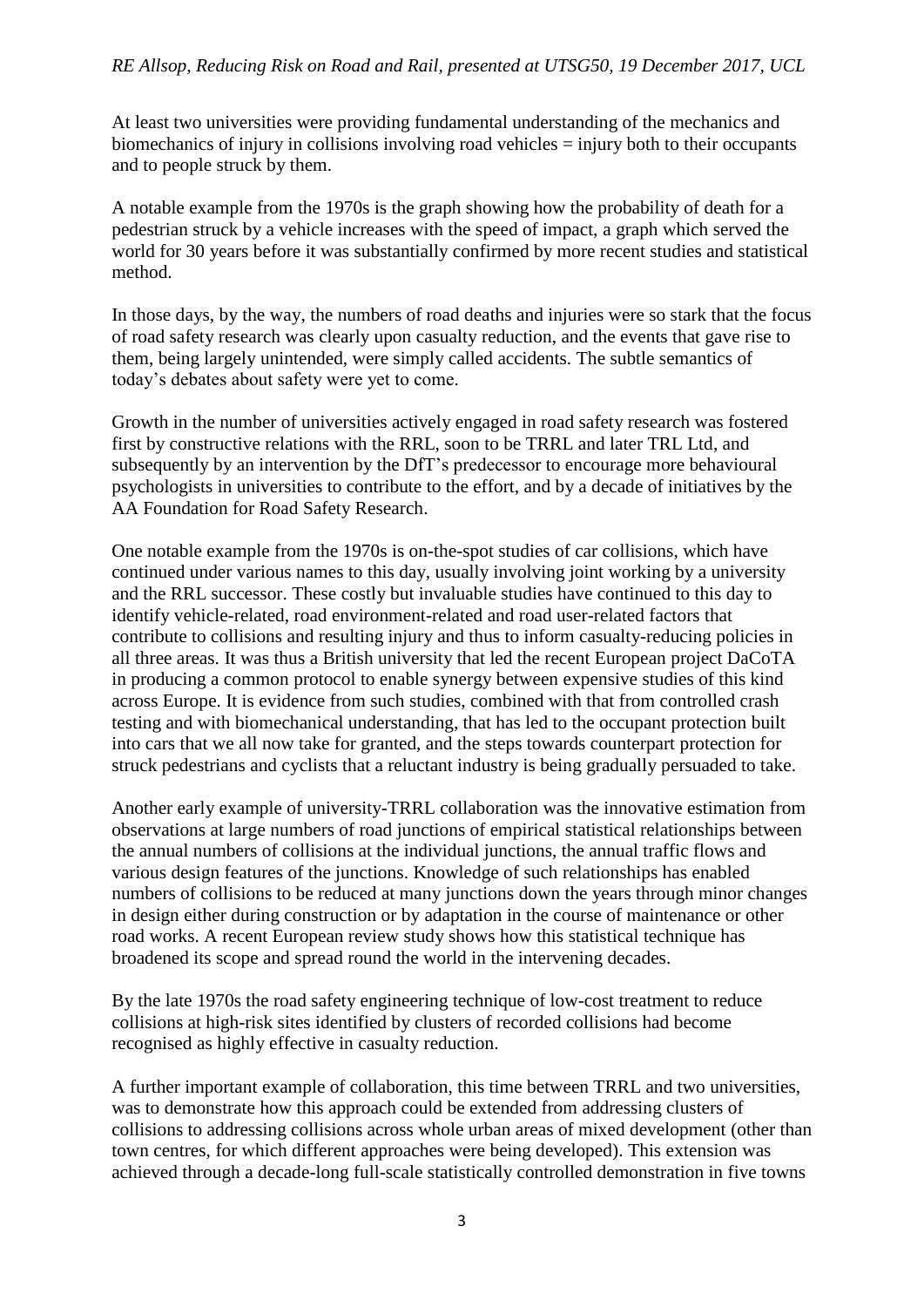At least two universities were providing fundamental understanding of the mechanics and biomechanics of injury in collisions involving road vehicles = injury both to their occupants and to people struck by them.

A notable example from the 1970s is the graph showing how the probability of death for a pedestrian struck by a vehicle increases with the speed of impact, a graph which served the world for 30 years before it was substantially confirmed by more recent studies and statistical method.

In those days, by the way, the numbers of road deaths and injuries were so stark that the focus of road safety research was clearly upon casualty reduction, and the events that gave rise to them, being largely unintended, were simply called accidents. The subtle semantics of today's debates about safety were yet to come.

Growth in the number of universities actively engaged in road safety research was fostered first by constructive relations with the RRL, soon to be TRRL and later TRL Ltd, and subsequently by an intervention by the DfT's predecessor to encourage more behavioural psychologists in universities to contribute to the effort, and by a decade of initiatives by the AA Foundation for Road Safety Research.

One notable example from the 1970s is on-the-spot studies of car collisions, which have continued under various names to this day, usually involving joint working by a university and the RRL successor. These costly but invaluable studies have continued to this day to identify vehicle-related, road environment-related and road user-related factors that contribute to collisions and resulting injury and thus to inform casualty-reducing policies in all three areas. It was thus a British university that led the recent European project DaCoTA in producing a common protocol to enable synergy between expensive studies of this kind across Europe. It is evidence from such studies, combined with that from controlled crash testing and with biomechanical understanding, that has led to the occupant protection built into cars that we all now take for granted, and the steps towards counterpart protection for struck pedestrians and cyclists that a reluctant industry is being gradually persuaded to take.

Another early example of university-TRRL collaboration was the innovative estimation from observations at large numbers of road junctions of empirical statistical relationships between the annual numbers of collisions at the individual junctions, the annual traffic flows and various design features of the junctions. Knowledge of such relationships has enabled numbers of collisions to be reduced at many junctions down the years through minor changes in design either during construction or by adaptation in the course of maintenance or other road works. A recent European review study shows how this statistical technique has broadened its scope and spread round the world in the intervening decades.

By the late 1970s the road safety engineering technique of low-cost treatment to reduce collisions at high-risk sites identified by clusters of recorded collisions had become recognised as highly effective in casualty reduction.

A further important example of collaboration, this time between TRRL and two universities, was to demonstrate how this approach could be extended from addressing clusters of collisions to addressing collisions across whole urban areas of mixed development (other than town centres, for which different approaches were being developed). This extension was achieved through a decade-long full-scale statistically controlled demonstration in five towns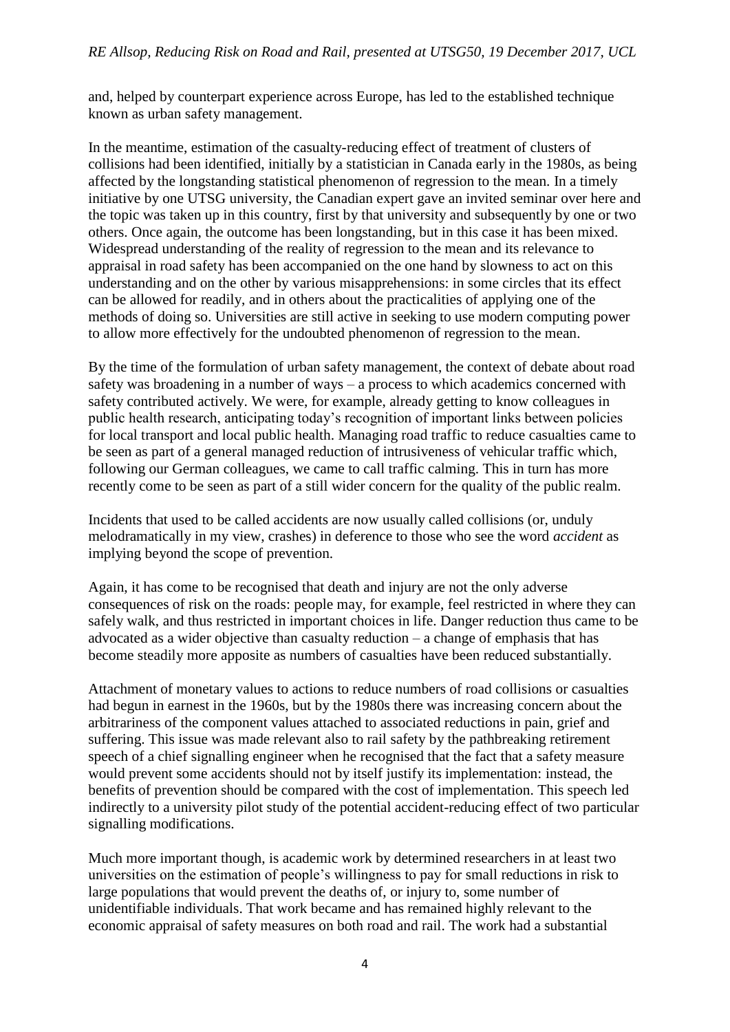and, helped by counterpart experience across Europe, has led to the established technique known as urban safety management.

In the meantime, estimation of the casualty-reducing effect of treatment of clusters of collisions had been identified, initially by a statistician in Canada early in the 1980s, as being affected by the longstanding statistical phenomenon of regression to the mean. In a timely initiative by one UTSG university, the Canadian expert gave an invited seminar over here and the topic was taken up in this country, first by that university and subsequently by one or two others. Once again, the outcome has been longstanding, but in this case it has been mixed. Widespread understanding of the reality of regression to the mean and its relevance to appraisal in road safety has been accompanied on the one hand by slowness to act on this understanding and on the other by various misapprehensions: in some circles that its effect can be allowed for readily, and in others about the practicalities of applying one of the methods of doing so. Universities are still active in seeking to use modern computing power to allow more effectively for the undoubted phenomenon of regression to the mean.

By the time of the formulation of urban safety management, the context of debate about road safety was broadening in a number of ways – a process to which academics concerned with safety contributed actively. We were, for example, already getting to know colleagues in public health research, anticipating today's recognition of important links between policies for local transport and local public health. Managing road traffic to reduce casualties came to be seen as part of a general managed reduction of intrusiveness of vehicular traffic which, following our German colleagues, we came to call traffic calming. This in turn has more recently come to be seen as part of a still wider concern for the quality of the public realm.

Incidents that used to be called accidents are now usually called collisions (or, unduly melodramatically in my view, crashes) in deference to those who see the word *accident* as implying beyond the scope of prevention.

Again, it has come to be recognised that death and injury are not the only adverse consequences of risk on the roads: people may, for example, feel restricted in where they can safely walk, and thus restricted in important choices in life. Danger reduction thus came to be advocated as a wider objective than casualty reduction – a change of emphasis that has become steadily more apposite as numbers of casualties have been reduced substantially.

Attachment of monetary values to actions to reduce numbers of road collisions or casualties had begun in earnest in the 1960s, but by the 1980s there was increasing concern about the arbitrariness of the component values attached to associated reductions in pain, grief and suffering. This issue was made relevant also to rail safety by the pathbreaking retirement speech of a chief signalling engineer when he recognised that the fact that a safety measure would prevent some accidents should not by itself justify its implementation: instead, the benefits of prevention should be compared with the cost of implementation. This speech led indirectly to a university pilot study of the potential accident-reducing effect of two particular signalling modifications.

Much more important though, is academic work by determined researchers in at least two universities on the estimation of people's willingness to pay for small reductions in risk to large populations that would prevent the deaths of, or injury to, some number of unidentifiable individuals. That work became and has remained highly relevant to the economic appraisal of safety measures on both road and rail. The work had a substantial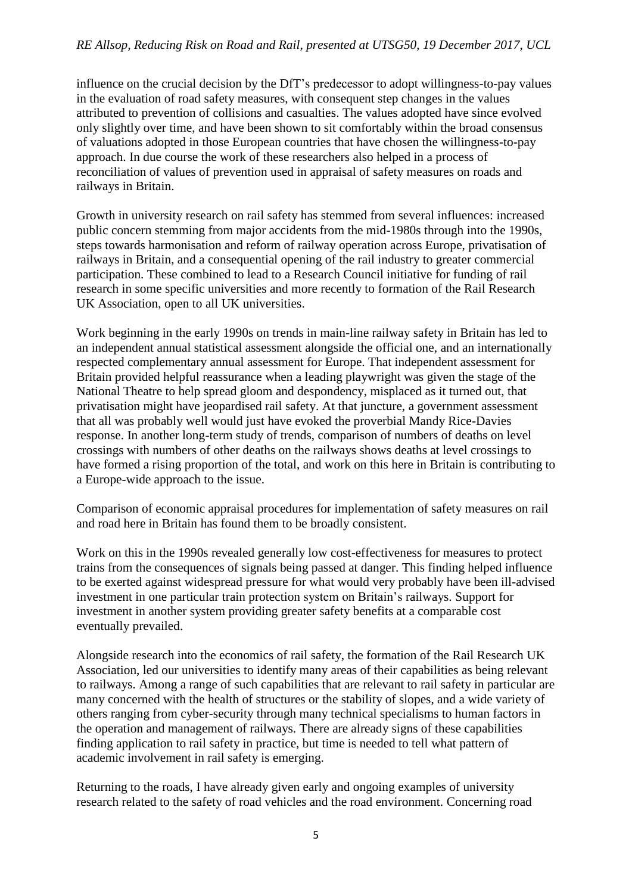influence on the crucial decision by the DfT's predecessor to adopt willingness-to-pay values in the evaluation of road safety measures, with consequent step changes in the values attributed to prevention of collisions and casualties. The values adopted have since evolved only slightly over time, and have been shown to sit comfortably within the broad consensus of valuations adopted in those European countries that have chosen the willingness-to-pay approach. In due course the work of these researchers also helped in a process of reconciliation of values of prevention used in appraisal of safety measures on roads and railways in Britain.

Growth in university research on rail safety has stemmed from several influences: increased public concern stemming from major accidents from the mid-1980s through into the 1990s, steps towards harmonisation and reform of railway operation across Europe, privatisation of railways in Britain, and a consequential opening of the rail industry to greater commercial participation. These combined to lead to a Research Council initiative for funding of rail research in some specific universities and more recently to formation of the Rail Research UK Association, open to all UK universities.

Work beginning in the early 1990s on trends in main-line railway safety in Britain has led to an independent annual statistical assessment alongside the official one, and an internationally respected complementary annual assessment for Europe. That independent assessment for Britain provided helpful reassurance when a leading playwright was given the stage of the National Theatre to help spread gloom and despondency, misplaced as it turned out, that privatisation might have jeopardised rail safety. At that juncture, a government assessment that all was probably well would just have evoked the proverbial Mandy Rice-Davies response. In another long-term study of trends, comparison of numbers of deaths on level crossings with numbers of other deaths on the railways shows deaths at level crossings to have formed a rising proportion of the total, and work on this here in Britain is contributing to a Europe-wide approach to the issue.

Comparison of economic appraisal procedures for implementation of safety measures on rail and road here in Britain has found them to be broadly consistent.

Work on this in the 1990s revealed generally low cost-effectiveness for measures to protect trains from the consequences of signals being passed at danger. This finding helped influence to be exerted against widespread pressure for what would very probably have been ill-advised investment in one particular train protection system on Britain's railways. Support for investment in another system providing greater safety benefits at a comparable cost eventually prevailed.

Alongside research into the economics of rail safety, the formation of the Rail Research UK Association, led our universities to identify many areas of their capabilities as being relevant to railways. Among a range of such capabilities that are relevant to rail safety in particular are many concerned with the health of structures or the stability of slopes, and a wide variety of others ranging from cyber-security through many technical specialisms to human factors in the operation and management of railways. There are already signs of these capabilities finding application to rail safety in practice, but time is needed to tell what pattern of academic involvement in rail safety is emerging.

Returning to the roads, I have already given early and ongoing examples of university research related to the safety of road vehicles and the road environment. Concerning road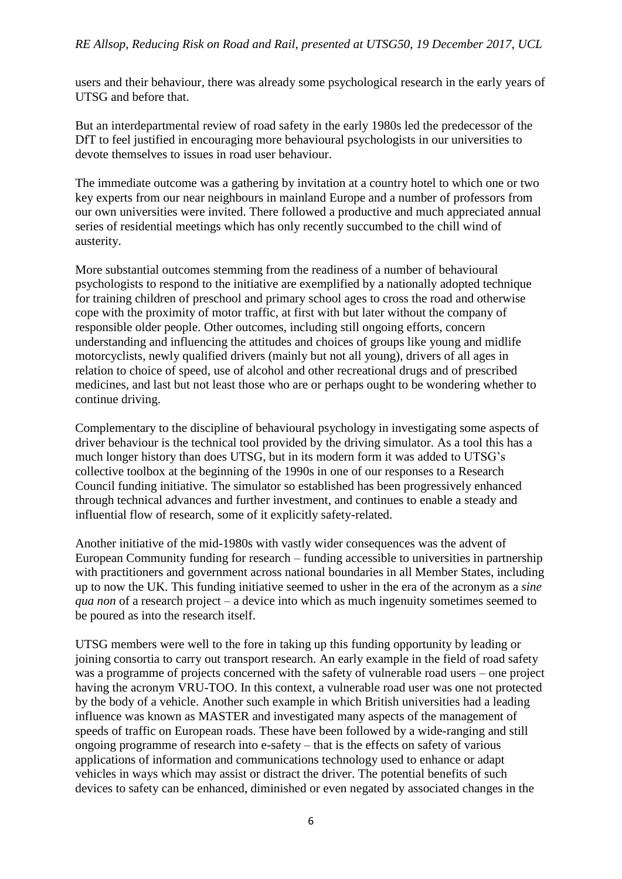users and their behaviour, there was already some psychological research in the early years of UTSG and before that.

But an interdepartmental review of road safety in the early 1980s led the predecessor of the DfT to feel justified in encouraging more behavioural psychologists in our universities to devote themselves to issues in road user behaviour.

The immediate outcome was a gathering by invitation at a country hotel to which one or two key experts from our near neighbours in mainland Europe and a number of professors from our own universities were invited. There followed a productive and much appreciated annual series of residential meetings which has only recently succumbed to the chill wind of austerity.

More substantial outcomes stemming from the readiness of a number of behavioural psychologists to respond to the initiative are exemplified by a nationally adopted technique for training children of preschool and primary school ages to cross the road and otherwise cope with the proximity of motor traffic, at first with but later without the company of responsible older people. Other outcomes, including still ongoing efforts, concern understanding and influencing the attitudes and choices of groups like young and midlife motorcyclists, newly qualified drivers (mainly but not all young), drivers of all ages in relation to choice of speed, use of alcohol and other recreational drugs and of prescribed medicines, and last but not least those who are or perhaps ought to be wondering whether to continue driving.

Complementary to the discipline of behavioural psychology in investigating some aspects of driver behaviour is the technical tool provided by the driving simulator. As a tool this has a much longer history than does UTSG, but in its modern form it was added to UTSG's collective toolbox at the beginning of the 1990s in one of our responses to a Research Council funding initiative. The simulator so established has been progressively enhanced through technical advances and further investment, and continues to enable a steady and influential flow of research, some of it explicitly safety-related.

Another initiative of the mid-1980s with vastly wider consequences was the advent of European Community funding for research – funding accessible to universities in partnership with practitioners and government across national boundaries in all Member States, including up to now the UK. This funding initiative seemed to usher in the era of the acronym as a *sine qua non* of a research project – a device into which as much ingenuity sometimes seemed to be poured as into the research itself.

UTSG members were well to the fore in taking up this funding opportunity by leading or joining consortia to carry out transport research. An early example in the field of road safety was a programme of projects concerned with the safety of vulnerable road users – one project having the acronym VRU-TOO. In this context, a vulnerable road user was one not protected by the body of a vehicle. Another such example in which British universities had a leading influence was known as MASTER and investigated many aspects of the management of speeds of traffic on European roads. These have been followed by a wide-ranging and still ongoing programme of research into e-safety – that is the effects on safety of various applications of information and communications technology used to enhance or adapt vehicles in ways which may assist or distract the driver. The potential benefits of such devices to safety can be enhanced, diminished or even negated by associated changes in the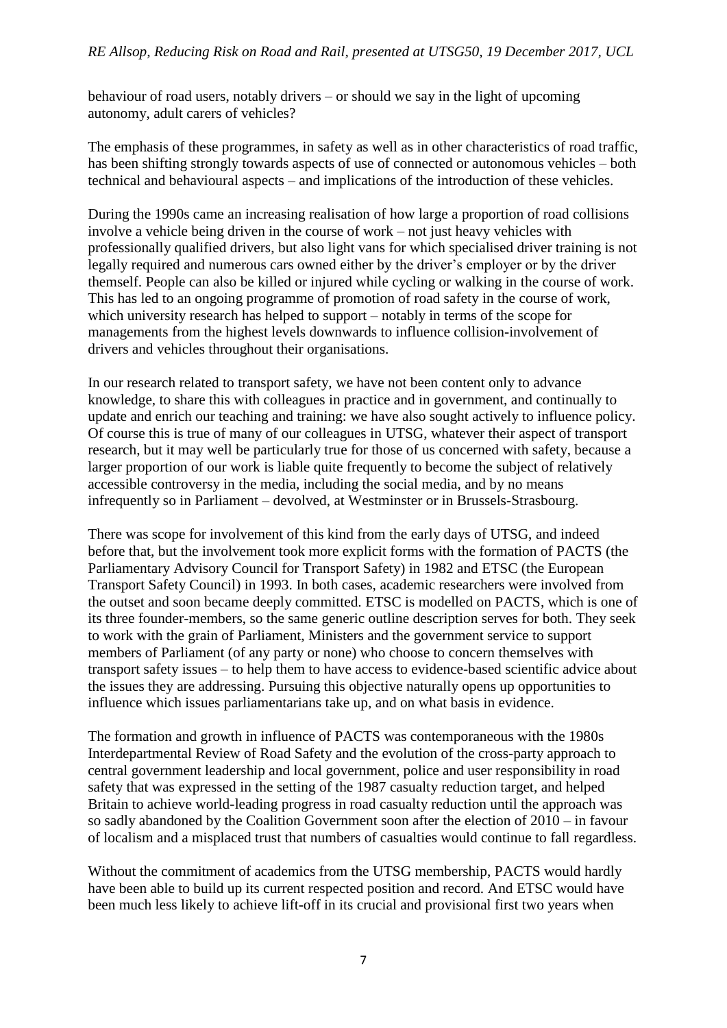behaviour of road users, notably drivers – or should we say in the light of upcoming autonomy, adult carers of vehicles?

The emphasis of these programmes, in safety as well as in other characteristics of road traffic, has been shifting strongly towards aspects of use of connected or autonomous vehicles – both technical and behavioural aspects – and implications of the introduction of these vehicles.

During the 1990s came an increasing realisation of how large a proportion of road collisions involve a vehicle being driven in the course of work – not just heavy vehicles with professionally qualified drivers, but also light vans for which specialised driver training is not legally required and numerous cars owned either by the driver's employer or by the driver themself. People can also be killed or injured while cycling or walking in the course of work. This has led to an ongoing programme of promotion of road safety in the course of work, which university research has helped to support – notably in terms of the scope for managements from the highest levels downwards to influence collision-involvement of drivers and vehicles throughout their organisations.

In our research related to transport safety, we have not been content only to advance knowledge, to share this with colleagues in practice and in government, and continually to update and enrich our teaching and training: we have also sought actively to influence policy. Of course this is true of many of our colleagues in UTSG, whatever their aspect of transport research, but it may well be particularly true for those of us concerned with safety, because a larger proportion of our work is liable quite frequently to become the subject of relatively accessible controversy in the media, including the social media, and by no means infrequently so in Parliament – devolved, at Westminster or in Brussels-Strasbourg.

There was scope for involvement of this kind from the early days of UTSG, and indeed before that, but the involvement took more explicit forms with the formation of PACTS (the Parliamentary Advisory Council for Transport Safety) in 1982 and ETSC (the European Transport Safety Council) in 1993. In both cases, academic researchers were involved from the outset and soon became deeply committed. ETSC is modelled on PACTS, which is one of its three founder-members, so the same generic outline description serves for both. They seek to work with the grain of Parliament, Ministers and the government service to support members of Parliament (of any party or none) who choose to concern themselves with transport safety issues – to help them to have access to evidence-based scientific advice about the issues they are addressing. Pursuing this objective naturally opens up opportunities to influence which issues parliamentarians take up, and on what basis in evidence.

The formation and growth in influence of PACTS was contemporaneous with the 1980s Interdepartmental Review of Road Safety and the evolution of the cross-party approach to central government leadership and local government, police and user responsibility in road safety that was expressed in the setting of the 1987 casualty reduction target, and helped Britain to achieve world-leading progress in road casualty reduction until the approach was so sadly abandoned by the Coalition Government soon after the election of 2010 – in favour of localism and a misplaced trust that numbers of casualties would continue to fall regardless.

Without the commitment of academics from the UTSG membership, PACTS would hardly have been able to build up its current respected position and record. And ETSC would have been much less likely to achieve lift-off in its crucial and provisional first two years when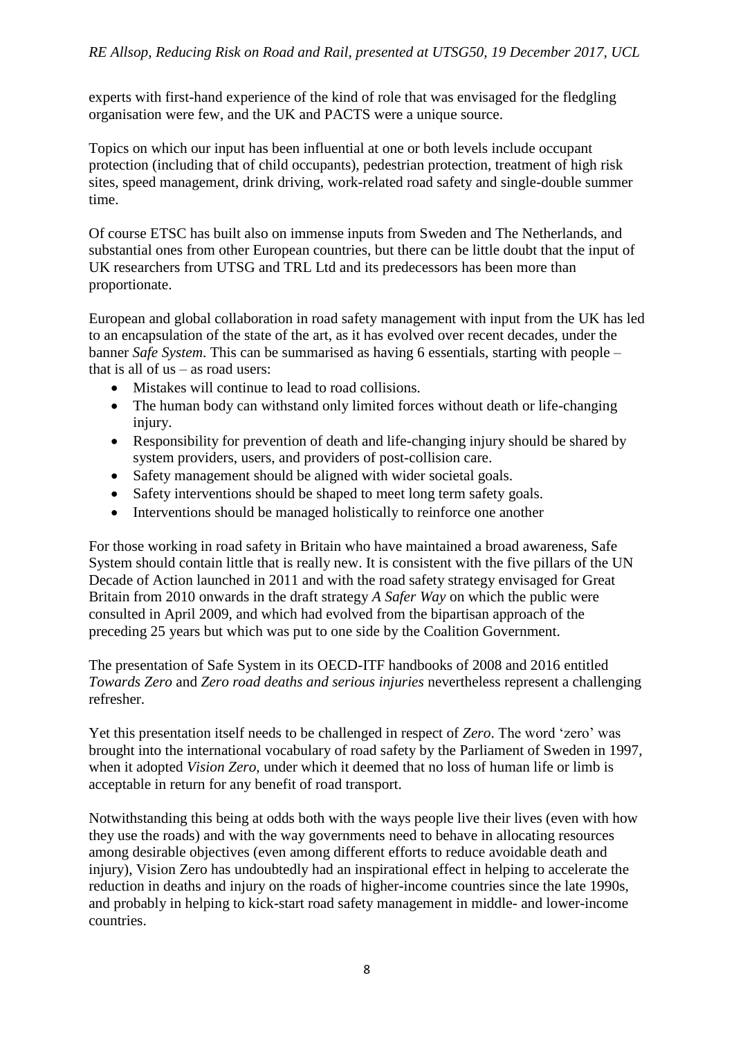experts with first-hand experience of the kind of role that was envisaged for the fledgling organisation were few, and the UK and PACTS were a unique source.

Topics on which our input has been influential at one or both levels include occupant protection (including that of child occupants), pedestrian protection, treatment of high risk sites, speed management, drink driving, work-related road safety and single-double summer time.

Of course ETSC has built also on immense inputs from Sweden and The Netherlands, and substantial ones from other European countries, but there can be little doubt that the input of UK researchers from UTSG and TRL Ltd and its predecessors has been more than proportionate.

European and global collaboration in road safety management with input from the UK has led to an encapsulation of the state of the art, as it has evolved over recent decades, under the banner *Safe System*. This can be summarised as having 6 essentials, starting with people – that is all of us – as road users:

- Mistakes will continue to lead to road collisions.
- The human body can withstand only limited forces without death or life-changing injury.
- Responsibility for prevention of death and life-changing injury should be shared by system providers, users, and providers of post-collision care.
- Safety management should be aligned with wider societal goals.
- Safety interventions should be shaped to meet long term safety goals.
- Interventions should be managed holistically to reinforce one another

For those working in road safety in Britain who have maintained a broad awareness, Safe System should contain little that is really new. It is consistent with the five pillars of the UN Decade of Action launched in 2011 and with the road safety strategy envisaged for Great Britain from 2010 onwards in the draft strategy *A Safer Way* on which the public were consulted in April 2009, and which had evolved from the bipartisan approach of the preceding 25 years but which was put to one side by the Coalition Government.

The presentation of Safe System in its OECD-ITF handbooks of 2008 and 2016 entitled *Towards Zero* and *Zero road deaths and serious injuries* nevertheless represent a challenging refresher.

Yet this presentation itself needs to be challenged in respect of *Zero*. The word 'zero' was brought into the international vocabulary of road safety by the Parliament of Sweden in 1997, when it adopted *Vision Zero*, under which it deemed that no loss of human life or limb is acceptable in return for any benefit of road transport.

Notwithstanding this being at odds both with the ways people live their lives (even with how they use the roads) and with the way governments need to behave in allocating resources among desirable objectives (even among different efforts to reduce avoidable death and injury), Vision Zero has undoubtedly had an inspirational effect in helping to accelerate the reduction in deaths and injury on the roads of higher-income countries since the late 1990s, and probably in helping to kick-start road safety management in middle- and lower-income countries.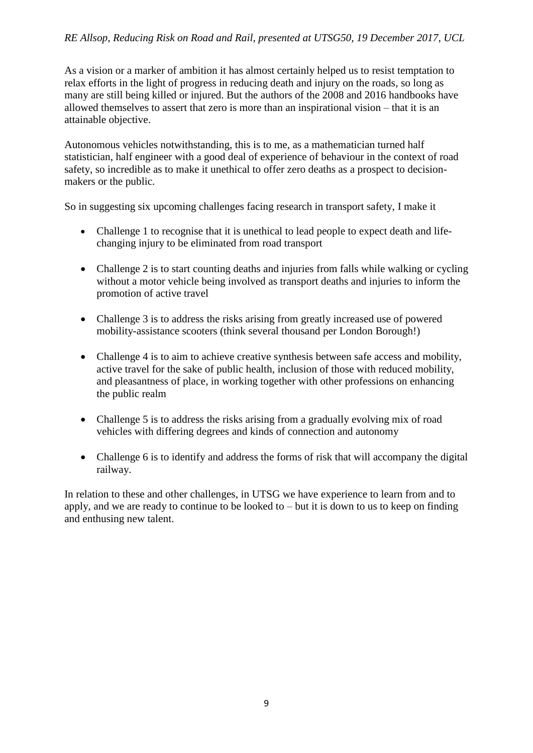As a vision or a marker of ambition it has almost certainly helped us to resist temptation to relax efforts in the light of progress in reducing death and injury on the roads, so long as many are still being killed or injured. But the authors of the 2008 and 2016 handbooks have allowed themselves to assert that zero is more than an inspirational vision – that it is an attainable objective.

Autonomous vehicles notwithstanding, this is to me, as a mathematician turned half statistician, half engineer with a good deal of experience of behaviour in the context of road safety, so incredible as to make it unethical to offer zero deaths as a prospect to decision-makers or the public.

So in suggesting six upcoming challenges facing research in transport safety, I make it

- Challenge 1 to recognise that it is unethical to lead people to expect death and life-changing injury to be eliminated from road transport
- Challenge 2 is to start counting deaths and injuries from falls while walking or cycling without a motor vehicle being involved as transport deaths and injuries to inform the promotion of active travel
- Challenge 3 is to address the risks arising from greatly increased use of powered mobility-assistance scooters (think several thousand per London Borough!)
- Challenge 4 is to aim to achieve creative synthesis between safe access and mobility, active travel for the sake of public health, inclusion of those with reduced mobility, and pleasantness of place, in working together with other professions on enhancing the public realm
- Challenge 5 is to address the risks arising from a gradually evolving mix of road vehicles with differing degrees and kinds of connection and autonomy
- Challenge 6 is to identify and address the forms of risk that will accompany the digital railway.

In relation to these and other challenges, in UTSG we have experience to learn from and to apply, and we are ready to continue to be looked to – but it is down to us to keep on finding and enthusing new talent.